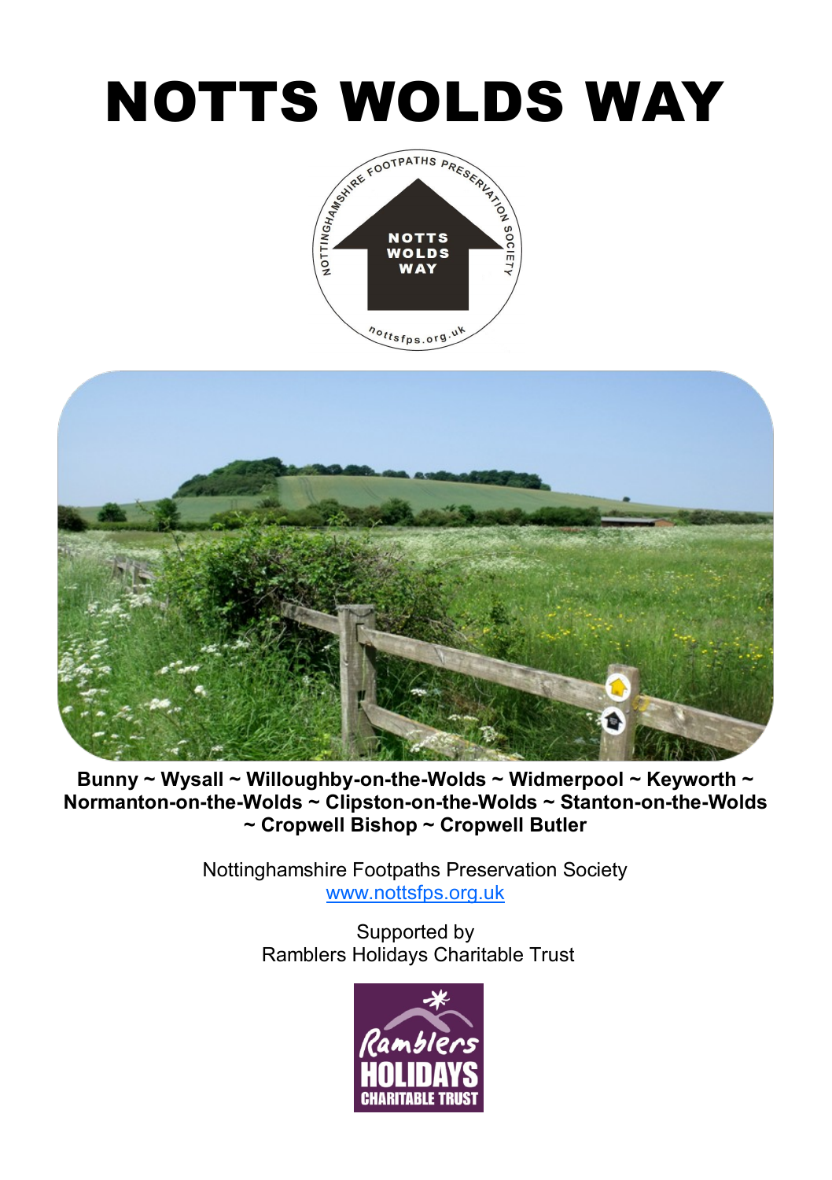# NOTTS WOLDS WAY

**Bunny ~ Wysall ~ Willoughby-on-the-Wolds ~ Widmerpool ~ Keyworth ~ Normanton-on-the-Wolds ~ Clipston-on-the-Wolds ~ Stanton-on-the-Wolds ~ Cropwell Bishop ~ Cropwell Butler**

Nottinghamshire Footpaths Preservation Society
www.nottsfps.org.uk

Supported by
Ramblers Holidays Charitable Trust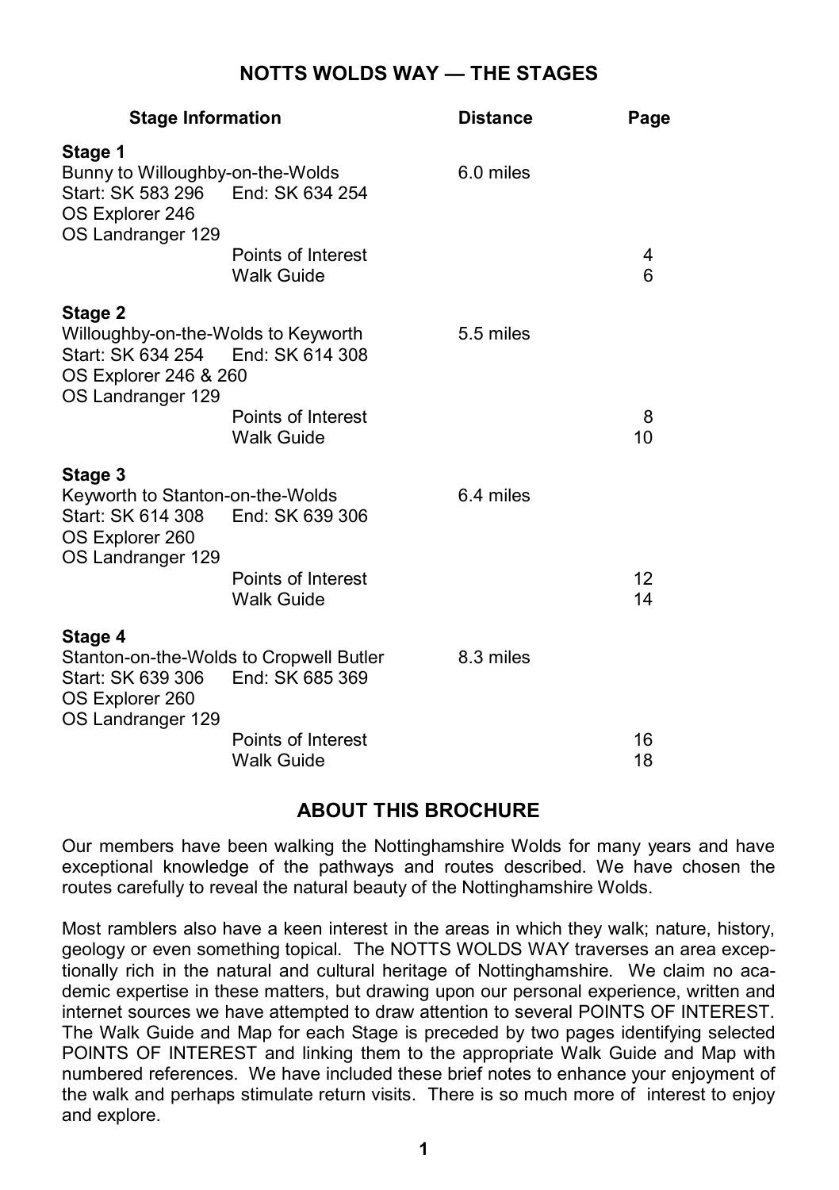## NOTTS WOLDS WAY — THE STAGES

| Stage Information | | Distance | Page |
|---|---|---|---|
| **Stage 1** | | | |
| Bunny to Willoughby-on-the-Wolds | | 6.0 miles | |
| Start: SK 583 296 | End: SK 634 254 | | |
| OS Explorer 246 | | | |
| OS Landranger 129 | | | |
| | Points of Interest | | 4 |
| | Walk Guide | | 6 |
| **Stage 2** | | | |
| Willoughby-on-the-Wolds to Keyworth | | 5.5 miles | |
| Start: SK 634 254 | End: SK 614 308 | | |
| OS Explorer 246 & 260 | | | |
| OS Landranger 129 | | | |
| | Points of Interest | | 8 |
| | Walk Guide | | 10 |
| **Stage 3** | | | |
| Keyworth to Stanton-on-the-Wolds | | 6.4 miles | |
| Start: SK 614 308 | End: SK 639 306 | | |
| OS Explorer 260 | | | |
| OS Landranger 129 | | | |
| | Points of Interest | | 12 |
| | Walk Guide | | 14 |
| **Stage 4** | | | |
| Stanton-on-the-Wolds to Cropwell Butler | | 8.3 miles | |
| Start: SK 639 306 | End: SK 685 369 | | |
| OS Explorer 260 | | | |
| OS Landranger 129 | | | |
| | Points of Interest | | 16 |
| | Walk Guide | | 18 |

## ABOUT THIS BROCHURE

Our members have been walking the Nottinghamshire Wolds for many years and have exceptional knowledge of the pathways and routes described. We have chosen the routes carefully to reveal the natural beauty of the Nottinghamshire Wolds.

Most ramblers also have a keen interest in the areas in which they walk; nature, history, geology or even something topical. The NOTTS WOLDS WAY traverses an area exceptionally rich in the natural and cultural heritage of Nottinghamshire. We claim no academic expertise in these matters, but drawing upon our personal experience, written and internet sources we have attempted to draw attention to several POINTS OF INTEREST. The Walk Guide and Map for each Stage is preceded by two pages identifying selected POINTS OF INTEREST and linking them to the appropriate Walk Guide and Map with numbered references. We have included these brief notes to enhance your enjoyment of the walk and perhaps stimulate return visits. There is so much more of interest to enjoy and explore.